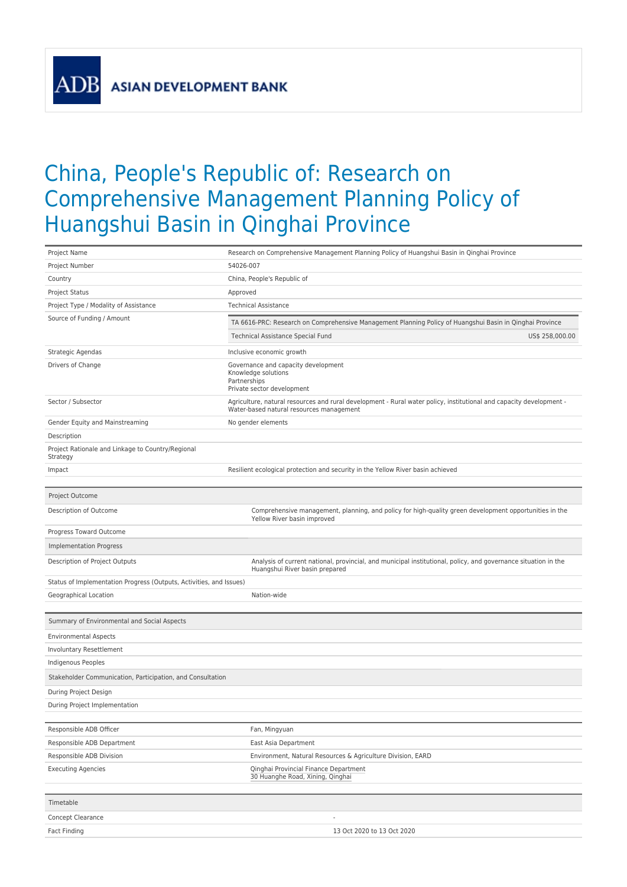ADB ASIAN DEVELOPMENT BANK

# China, People's Republic of: Research on Comprehensive Management Planning Policy of Huangshui Basin in Qinghai Province

| | |
|---|---|
| Project Name | Research on Comprehensive Management Planning Policy of Huangshui Basin in Qinghai Province |
| Project Number | 54026-007 |
| Country | China, People's Republic of |
| Project Status | Approved |
| Project Type / Modality of Assistance | Technical Assistance |
| Source of Funding / Amount | TA 6616-PRC: Research on Comprehensive Management Planning Policy of Huangshui Basin in Qinghai Province<br>Technical Assistance Special Fund US$ 258,000.00 |
| Strategic Agendas | Inclusive economic growth |
| Drivers of Change | Governance and capacity development<br>Knowledge solutions<br>Partnerships<br>Private sector development |
| Sector / Subsector | Agriculture, natural resources and rural development - Rural water policy, institutional and capacity development - Water-based natural resources management |
| Gender Equity and Mainstreaming | No gender elements |
| Description | |
| Project Rationale and Linkage to Country/Regional Strategy | |
| Impact | Resilient ecological protection and security in the Yellow River basin achieved |

| Project Outcome | |
|---|---|
| Description of Outcome | Comprehensive management, planning, and policy for high-quality green development opportunities in the Yellow River basin improved |
| Progress Toward Outcome | |
| **Implementation Progress** | |
| Description of Project Outputs | Analysis of current national, provincial, and municipal institutional, policy, and governance situation in the Huangshui River basin prepared |
| Status of Implementation Progress (Outputs, Activities, and Issues) | |
| Geographical Location | Nation-wide |

| Summary of Environmental and Social Aspects | |
|---|---|
| Environmental Aspects | |
| Involuntary Resettlement | |
| Indigenous Peoples | |
| **Stakeholder Communication, Participation, and Consultation** | |
| During Project Design | |
| During Project Implementation | |

| | |
|---|---|
| Responsible ADB Officer | Fan, Mingyuan |
| Responsible ADB Department | East Asia Department |
| Responsible ADB Division | Environment, Natural Resources & Agriculture Division, EARD |
| Executing Agencies | Qinghai Provincial Finance Department<br>30 Huanghe Road, Xining, Qinghai |

| Timetable | |
|---|---|
| Concept Clearance | - |
| Fact Finding | 13 Oct 2020 to 13 Oct 2020 |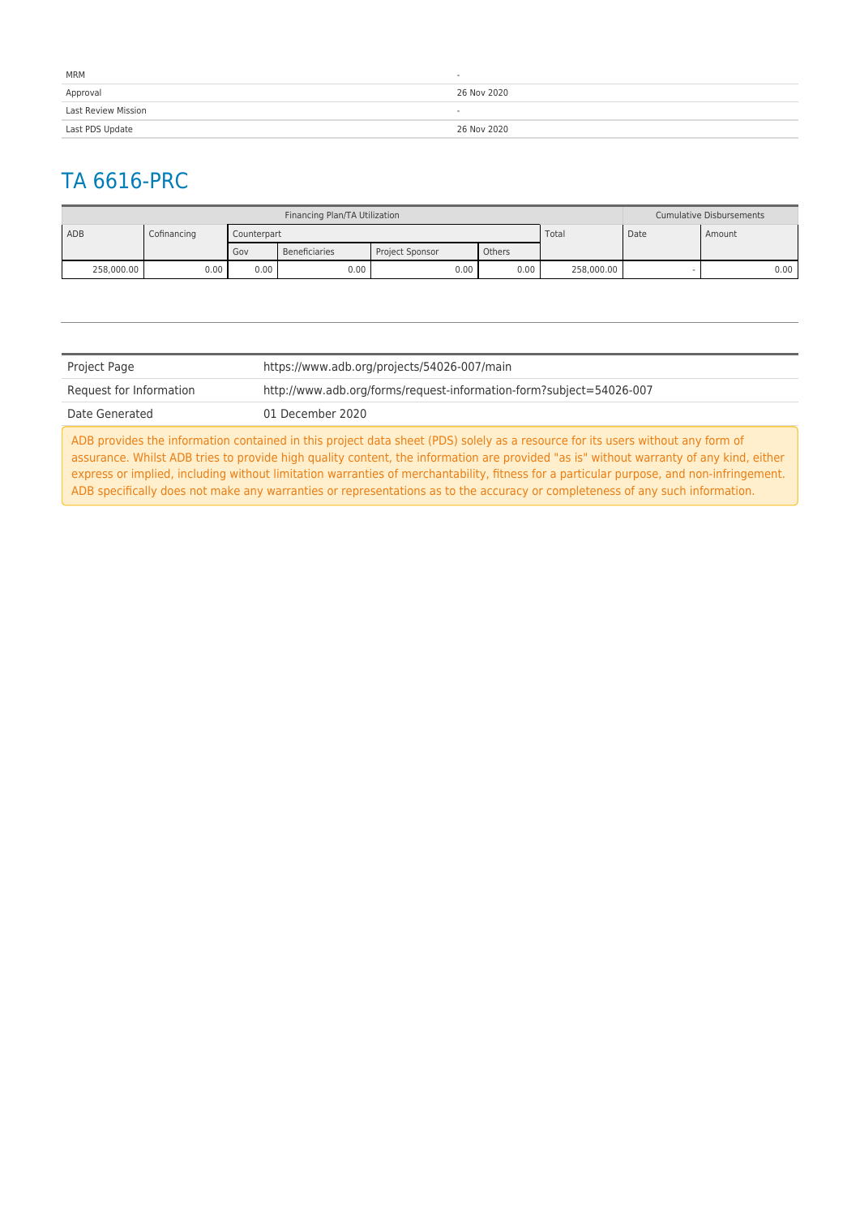| | |
|---|---|
| MRM | - |
| Approval | 26 Nov 2020 |
| Last Review Mission | - |
| Last PDS Update | 26 Nov 2020 |

## TA 6616-PRC

| Financing Plan/TA Utilization | | | | | | | Cumulative Disbursements | |
|---|---|---|---|---|---|---|---|---|
| ADB | Cofinancing | Counterpart | | | | Total | Date | Amount |
| | | Gov | Beneficiaries | Project Sponsor | Others | | | |
| 258,000.00 | 0.00 | 0.00 | 0.00 | 0.00 | 0.00 | 258,000.00 | - | 0.00 |

| | |
|---|---|
| Project Page | https://www.adb.org/projects/54026-007/main |
| Request for Information | http://www.adb.org/forms/request-information-form?subject=54026-007 |
| Date Generated | 01 December 2020 |

ADB provides the information contained in this project data sheet (PDS) solely as a resource for its users without any form of assurance. Whilst ADB tries to provide high quality content, the information are provided "as is" without warranty of any kind, either express or implied, including without limitation warranties of merchantability, fitness for a particular purpose, and non-infringement. ADB specifically does not make any warranties or representations as to the accuracy or completeness of any such information.